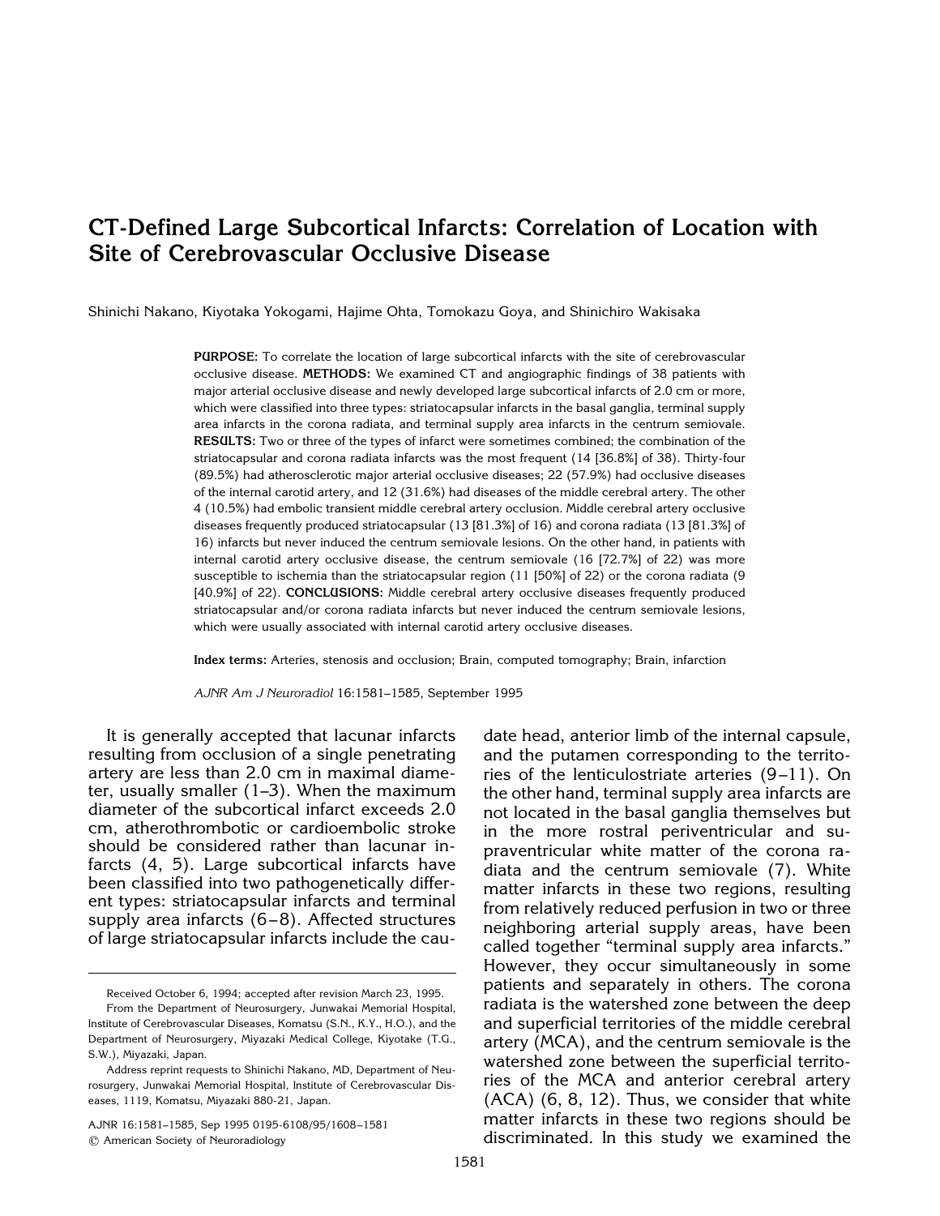# CT-Defined Large Subcortical Infarcts: Correlation of Location with Site of Cerebrovascular Occlusive Disease

Shinichi Nakano, Kiyotaka Yokogami, Hajime Ohta, Tomokazu Goya, and Shinichiro Wakisaka

**PURPOSE:** To correlate the location of large subcortical infarcts with the site of cerebrovascular occlusive disease. **METHODS:** We examined CT and angiographic findings of 38 patients with major arterial occlusive disease and newly developed large subcortical infarcts of 2.0 cm or more, which were classified into three types: striatocapsular infarcts in the basal ganglia, terminal supply area infarcts in the corona radiata, and terminal supply area infarcts in the centrum semiovale. **RESULTS:** Two or three of the types of infarct were sometimes combined; the combination of the striatocapsular and corona radiata infarcts was the most frequent (14 [36.8%] of 38). Thirty-four (89.5%) had atherosclerotic major arterial occlusive diseases; 22 (57.9%) had occlusive diseases of the internal carotid artery, and 12 (31.6%) had diseases of the middle cerebral artery. The other 4 (10.5%) had embolic transient middle cerebral artery occlusion. Middle cerebral artery occlusive diseases frequently produced striatocapsular (13 [81.3%] of 16) and corona radiata (13 [81.3%] of 16) infarcts but never induced the centrum semiovale lesions. On the other hand, in patients with internal carotid artery occlusive disease, the centrum semiovale (16 [72.7%] of 22) was more susceptible to ischemia than the striatocapsular region (11 [50%] of 22) or the corona radiata (9 [40.9%] of 22). **CONCLUSIONS:** Middle cerebral artery occlusive diseases frequently produced striatocapsular and/or corona radiata infarcts but never induced the centrum semiovale lesions, which were usually associated with internal carotid artery occlusive diseases.

**Index terms:** Arteries, stenosis and occlusion; Brain, computed tomography; Brain, infarction

*AJNR Am J Neuroradiol* 16:1581–1585, September 1995

It is generally accepted that lacunar infarcts resulting from occlusion of a single penetrating artery are less than 2.0 cm in maximal diameter, usually smaller (1–3). When the maximum diameter of the subcortical infarct exceeds 2.0 cm, atherothrombotic or cardioembolic stroke should be considered rather than lacunar infarcts (4, 5). Large subcortical infarcts have been classified into two pathogenetically different types: striatocapsular infarcts and terminal supply area infarcts (6–8). Affected structures of large striatocapsular infarcts include the caudate head, anterior limb of the internal capsule, and the putamen corresponding to the territories of the lenticulostriate arteries (9–11). On the other hand, terminal supply area infarcts are not located in the basal ganglia themselves but in the more rostral periventricular and supraventricular white matter of the corona radiata and the centrum semiovale (7). White matter infarcts in these two regions, resulting from relatively reduced perfusion in two or three neighboring arterial supply areas, have been called together "terminal supply area infarcts." However, they occur simultaneously in some patients and separately in others. The corona radiata is the watershed zone between the deep and superficial territories of the middle cerebral artery (MCA), and the centrum semiovale is the watershed zone between the superficial territories of the MCA and anterior cerebral artery (ACA) (6, 8, 12). Thus, we consider that white matter infarcts in these two regions should be discriminated. In this study we examined the

Received October 6, 1994; accepted after revision March 23, 1995.

From the Department of Neurosurgery, Junwakai Memorial Hospital, Institute of Cerebrovascular Diseases, Komatsu (S.N., K.Y., H.O.), and the Department of Neurosurgery, Miyazaki Medical College, Kiyotake (T.G., S.W.), Miyazaki, Japan.

Address reprint requests to Shinichi Nakano, MD, Department of Neurosurgery, Junwakai Memorial Hospital, Institute of Cerebrovascular Diseases, 1119, Komatsu, Miyazaki 880-21, Japan.

AJNR 16:1581–1585, Sep 1995 0195-6108/95/1608–1581
© American Society of Neuroradiology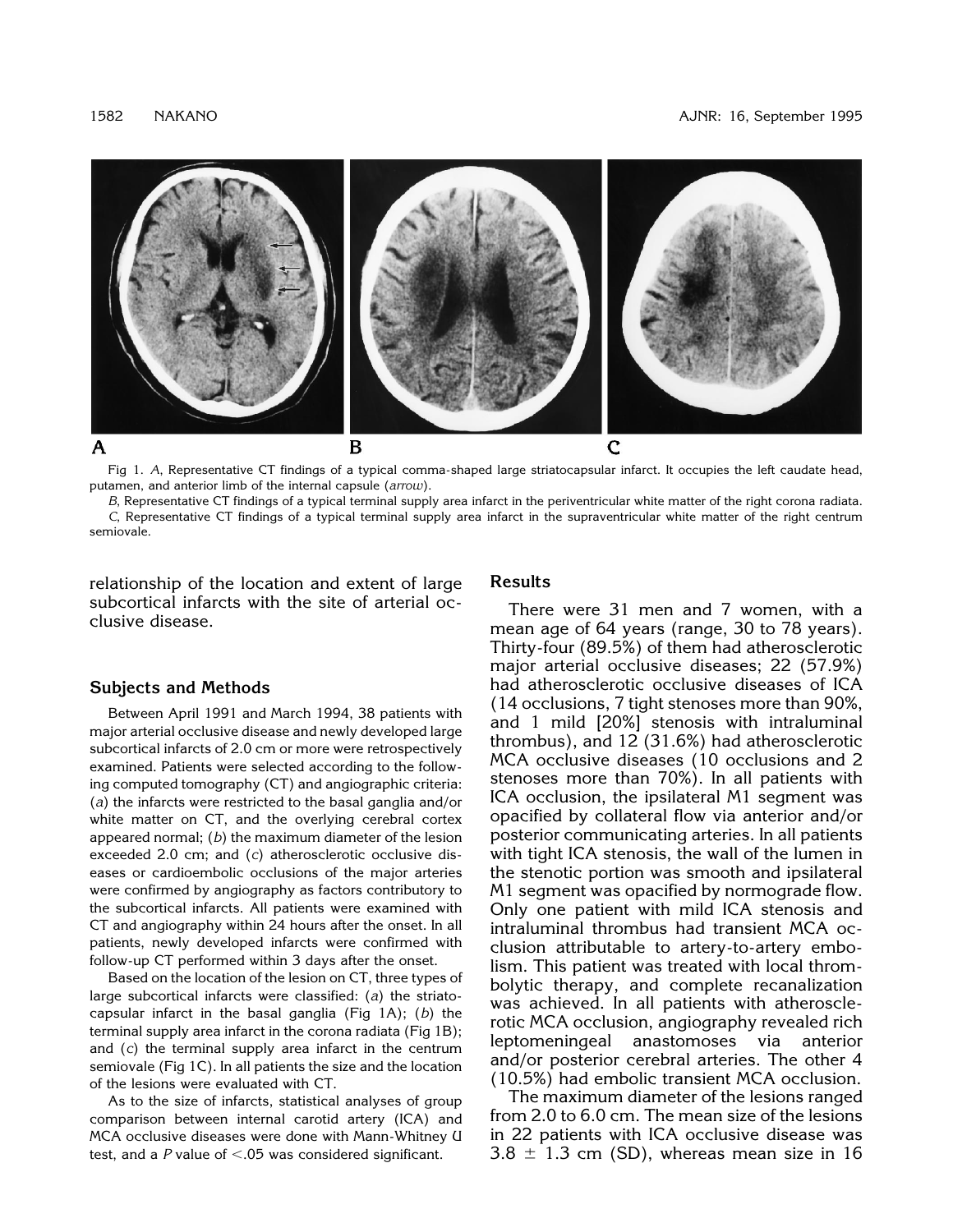Fig 1. *A*, Representative CT findings of a typical comma-shaped large striatocapsular infarct. It occupies the left caudate head, putamen, and anterior limb of the internal capsule (*arrow*).

*B*, Representative CT findings of a typical terminal supply area infarct in the periventricular white matter of the right corona radiata.

*C*, Representative CT findings of a typical terminal supply area infarct in the supraventricular white matter of the right centrum semiovale.

relationship of the location and extent of large subcortical infarcts with the site of arterial occlusive disease.

## Subjects and Methods

Between April 1991 and March 1994, 38 patients with major arterial occlusive disease and newly developed large subcortical infarcts of 2.0 cm or more were retrospectively examined. Patients were selected according to the following computed tomography (CT) and angiographic criteria: (*a*) the infarcts were restricted to the basal ganglia and/or white matter on CT, and the overlying cerebral cortex appeared normal; (*b*) the maximum diameter of the lesion exceeded 2.0 cm; and (*c*) atherosclerotic occlusive diseases or cardioembolic occlusions of the major arteries were confirmed by angiography as factors contributory to the subcortical infarcts. All patients were examined with CT and angiography within 24 hours after the onset. In all patients, newly developed infarcts were confirmed with follow-up CT performed within 3 days after the onset.

Based on the location of the lesion on CT, three types of large subcortical infarcts were classified: (*a*) the striatocapsular infarct in the basal ganglia (Fig 1A); (*b*) the terminal supply area infarct in the corona radiata (Fig 1B); and (*c*) the terminal supply area infarct in the centrum semiovale (Fig 1C). In all patients the size and the location of the lesions were evaluated with CT.

As to the size of infarcts, statistical analyses of group comparison between internal carotid artery (ICA) and MCA occlusive diseases were done with Mann-Whitney U test, and a $P$ value of $<.05$ was considered significant.

## Results

There were 31 men and 7 women, with a mean age of 64 years (range, 30 to 78 years). Thirty-four (89.5%) of them had atherosclerotic major arterial occlusive diseases; 22 (57.9%) had atherosclerotic occlusive diseases of ICA (14 occlusions, 7 tight stenoses more than 90%, and 1 mild [20%] stenosis with intraluminal thrombus), and 12 (31.6%) had atherosclerotic MCA occlusive diseases (10 occlusions and 2 stenoses more than 70%). In all patients with ICA occlusion, the ipsilateral M1 segment was opacified by collateral flow via anterior and/or posterior communicating arteries. In all patients with tight ICA stenosis, the wall of the lumen in the stenotic portion was smooth and ipsilateral M1 segment was opacified by normograde flow. Only one patient with mild ICA stenosis and intraluminal thrombus had transient MCA occlusion attributable to artery-to-artery embolism. This patient was treated with local thrombolytic therapy, and complete recanalization was achieved. In all patients with atherosclerotic MCA occlusion, angiography revealed rich leptomeningeal anastomoses via anterior and/or posterior cerebral arteries. The other 4 (10.5%) had embolic transient MCA occlusion.

The maximum diameter of the lesions ranged from 2.0 to 6.0 cm. The mean size of the lesions in 22 patients with ICA occlusive disease was $3.8 \pm 1.3$ cm (SD), whereas mean size in 16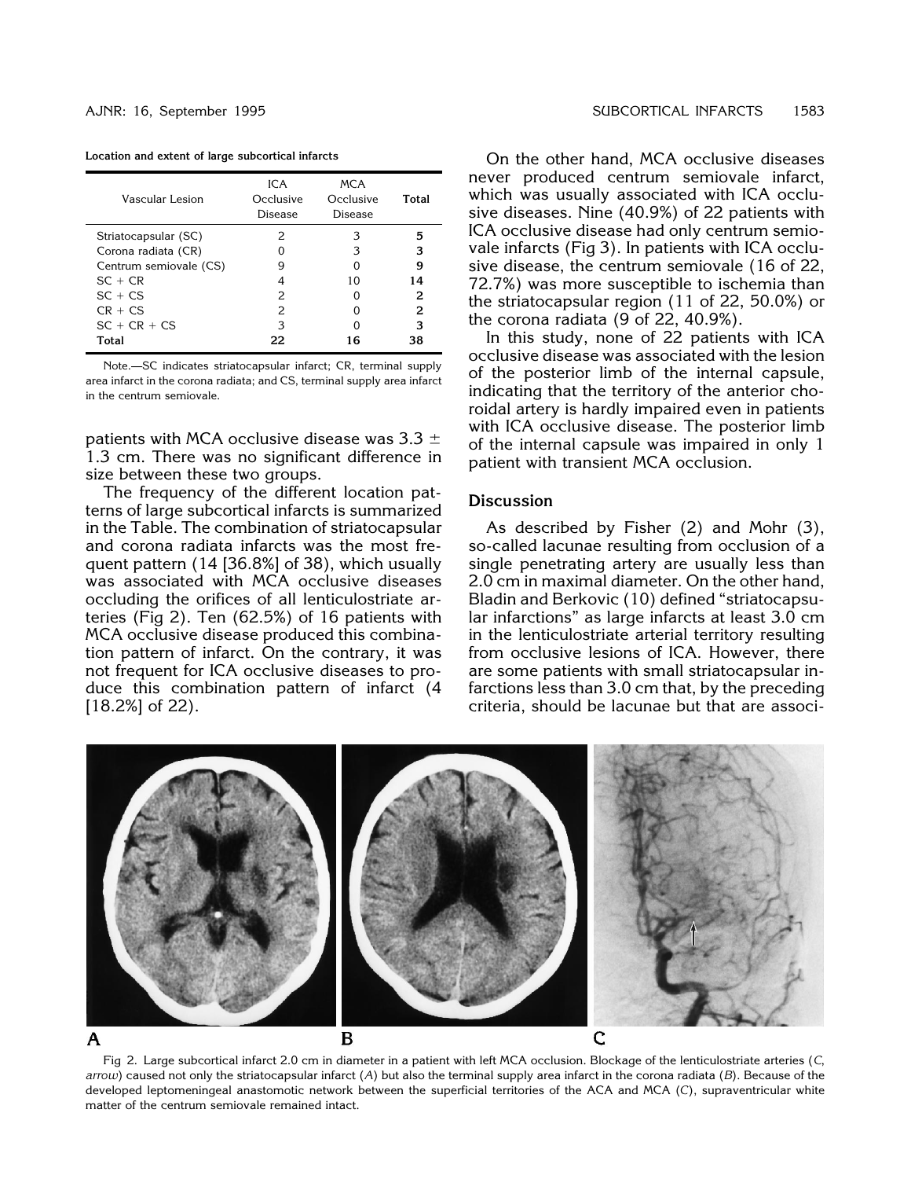**Location and extent of large subcortical infarcts**

| Vascular Lesion | ICA Occlusive Disease | MCA Occlusive Disease | Total |
|---|---|---|---|
| Striatocapsular (SC) | 2 | 3 | **5** |
| Corona radiata (CR) | 0 | 3 | **3** |
| Centrum semiovale (CS) | 9 | 0 | **9** |
| SC + CR | 4 | 10 | **14** |
| SC + CS | 2 | 0 | **2** |
| CR + CS | 2 | 0 | **2** |
| SC + CR + CS | 3 | 0 | **3** |
| **Total** | **22** | **16** | **38** |

Note.—SC indicates striatocapsular infarct; CR, terminal supply area infarct in the corona radiata; and CS, terminal supply area infarct in the centrum semiovale.

patients with MCA occlusive disease was 3.3 ± 1.3 cm. There was no significant difference in size between these two groups.

The frequency of the different location patterns of large subcortical infarcts is summarized in the Table. The combination of striatocapsular and corona radiata infarcts was the most frequent pattern (14 [36.8%] of 38), which usually was associated with MCA occlusive diseases occluding the orifices of all lenticulostriate arteries (Fig 2). Ten (62.5%) of 16 patients with MCA occlusive disease produced this combination pattern of infarct. On the contrary, it was not frequent for ICA occlusive diseases to produce this combination pattern of infarct (4 [18.2%] of 22).

On the other hand, MCA occlusive diseases never produced centrum semiovale infarct, which was usually associated with ICA occlusive diseases. Nine (40.9%) of 22 patients with ICA occlusive disease had only centrum semiovale infarcts (Fig 3). In patients with ICA occlusive disease, the centrum semiovale (16 of 22, 72.7%) was more susceptible to ischemia than the striatocapsular region (11 of 22, 50.0%) or the corona radiata (9 of 22, 40.9%).

In this study, none of 22 patients with ICA occlusive disease was associated with the lesion of the posterior limb of the internal capsule, indicating that the territory of the anterior choroidal artery is hardly impaired even in patients with ICA occlusive disease. The posterior limb of the internal capsule was impaired in only 1 patient with transient MCA occlusion.

## Discussion

As described by Fisher (2) and Mohr (3), so-called lacunae resulting from occlusion of a single penetrating artery are usually less than 2.0 cm in maximal diameter. On the other hand, Bladin and Berkovic (10) defined "striatocapsular infarctions" as large infarcts at least 3.0 cm in the lenticulostriate arterial territory resulting from occlusive lesions of ICA. However, there are some patients with small striatocapsular infarctions less than 3.0 cm that, by the preceding criteria, should be lacunae but that are associ-

Fig 2. Large subcortical infarct 2.0 cm in diameter in a patient with left MCA occlusion. Blockage of the lenticulostriate arteries (*C*, *arrow*) caused not only the striatocapsular infarct (*A*) but also the terminal supply area infarct in the corona radiata (*B*). Because of the developed leptomeningeal anastomotic network between the superficial territories of the ACA and MCA (*C*), supraventricular white matter of the centrum semiovale remained intact.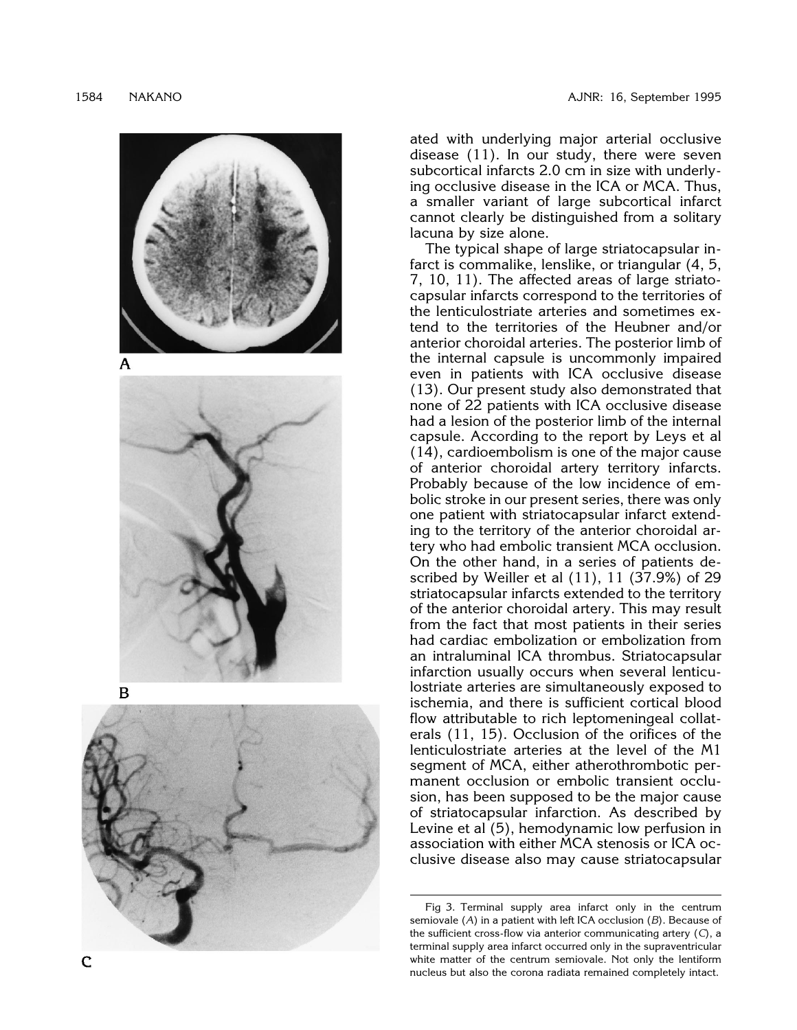ated with underlying major arterial occlusive disease (11). In our study, there were seven subcortical infarcts 2.0 cm in size with underlying occlusive disease in the ICA or MCA. Thus, a smaller variant of large subcortical infarct cannot clearly be distinguished from a solitary lacuna by size alone.

The typical shape of large striatocapsular infarct is commalike, lenslike, or triangular (4, 5, 7, 10, 11). The affected areas of large striatocapsular infarcts correspond to the territories of the lenticulostriate arteries and sometimes extend to the territories of the Heubner and/or anterior choroidal arteries. The posterior limb of the internal capsule is uncommonly impaired even in patients with ICA occlusive disease (13). Our present study also demonstrated that none of 22 patients with ICA occlusive disease had a lesion of the posterior limb of the internal capsule. According to the report by Leys et al (14), cardioembolism is one of the major cause of anterior choroidal artery territory infarcts. Probably because of the low incidence of embolic stroke in our present series, there was only one patient with striatocapsular infarct extending to the territory of the anterior choroidal artery who had embolic transient MCA occlusion. On the other hand, in a series of patients described by Weiller et al (11), 11 (37.9%) of 29 striatocapsular infarcts extended to the territory of the anterior choroidal artery. This may result from the fact that most patients in their series had cardiac embolization or embolization from an intraluminal ICA thrombus. Striatocapsular infarction usually occurs when several lenticulostriate arteries are simultaneously exposed to ischemia, and there is sufficient cortical blood flow attributable to rich leptomeningeal collaterals (11, 15). Occlusion of the orifices of the lenticulostriate arteries at the level of the M1 segment of MCA, either atherothrombotic permanent occlusion or embolic transient occlusion, has been supposed to be the major cause of striatocapsular infarction. As described by Levine et al (5), hemodynamic low perfusion in association with either MCA stenosis or ICA occlusive disease also may cause striatocapsular

Fig 3. Terminal supply area infarct only in the centrum semiovale (*A*) in a patient with left ICA occlusion (*B*). Because of the sufficient cross-flow via anterior communicating artery (*C*), a terminal supply area infarct occurred only in the supraventricular white matter of the centrum semiovale. Not only the lentiform nucleus but also the corona radiata remained completely intact.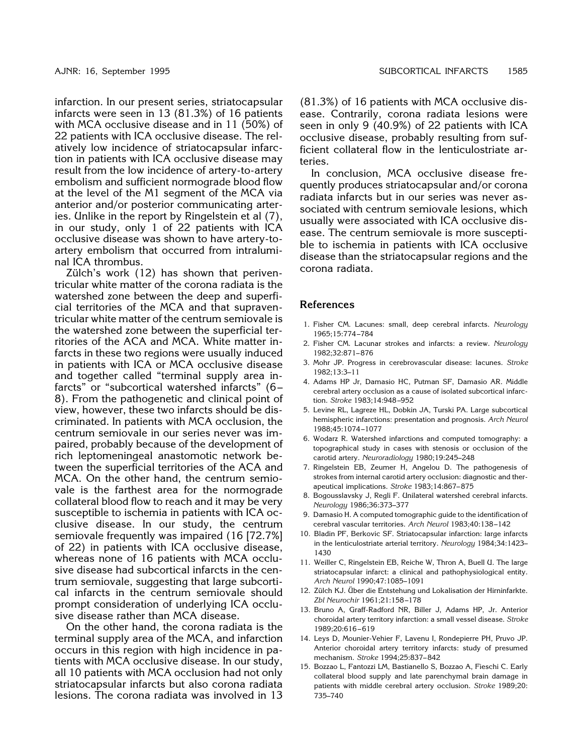infarction. In our present series, striatocapsular infarcts were seen in 13 (81.3%) of 16 patients with MCA occlusive disease and in 11 (50%) of 22 patients with ICA occlusive disease. The relatively low incidence of striatocapsular infarction in patients with ICA occlusive disease may result from the low incidence of artery-to-artery embolism and sufficient normograde blood flow at the level of the M1 segment of the MCA via anterior and/or posterior communicating arteries. Unlike in the report by Ringelstein et al (7), in our study, only 1 of 22 patients with ICA occlusive disease was shown to have artery-to-artery embolism that occurred from intraluminal ICA thrombus.

Zülch's work (12) has shown that periventricular white matter of the corona radiata is the watershed zone between the deep and superficial territories of the MCA and that supraventricular white matter of the centrum semiovale is the watershed zone between the superficial territories of the ACA and MCA. White matter infarcts in these two regions were usually induced in patients with ICA or MCA occlusive disease and together called "terminal supply area infarcts" or "subcortical watershed infarcts" (6–8). From the pathogenetic and clinical point of view, however, these two infarcts should be discriminated. In patients with MCA occlusion, the centrum semiovale in our series never was impaired, probably because of the development of rich leptomeningeal anastomotic network between the superficial territories of the ACA and MCA. On the other hand, the centrum semiovale is the farthest area for the normograde collateral blood flow to reach and it may be very susceptible to ischemia in patients with ICA occlusive disease. In our study, the centrum semiovale frequently was impaired (16 [72.7%] of 22) in patients with ICA occlusive disease, whereas none of 16 patients with MCA occlusive disease had subcortical infarcts in the centrum semiovale, suggesting that large subcortical infarcts in the centrum semiovale should prompt consideration of underlying ICA occlusive disease rather than MCA disease.

On the other hand, the corona radiata is the terminal supply area of the MCA, and infarction occurs in this region with high incidence in patients with MCA occlusive disease. In our study, all 10 patients with MCA occlusion had not only striatocapsular infarcts but also corona radiata lesions. The corona radiata was involved in 13 (81.3%) of 16 patients with MCA occlusive disease. Contrarily, corona radiata lesions were seen in only 9 (40.9%) of 22 patients with ICA occlusive disease, probably resulting from sufficient collateral flow in the lenticulostriate arteries.

In conclusion, MCA occlusive disease frequently produces striatocapsular and/or corona radiata infarcts but in our series was never associated with centrum semiovale lesions, which usually were associated with ICA occlusive disease. The centrum semiovale is more susceptible to ischemia in patients with ICA occlusive disease than the striatocapsular regions and the corona radiata.

## References

1. Fisher CM. Lacunes: small, deep cerebral infarcts. *Neurology* 1965;15:774–784
2. Fisher CM. Lacunar strokes and infarcts: a review. *Neurology* 1982;32:871–876
3. Mohr JP. Progress in cerebrovascular disease: lacunes. *Stroke* 1982;13:3–11
4. Adams HP Jr, Damasio HC, Putman SF, Damasio AR. Middle cerebral artery occlusion as a cause of isolated subcortical infarction. *Stroke* 1983;14:948–952
5. Levine RL, Lagreze HL, Dobkin JA, Turski PA. Large subcortical hemispheric infarctions: presentation and prognosis. *Arch Neurol* 1988;45:1074–1077
6. Wodarz R. Watershed infarctions and computed tomography: a topographical study in cases with stenosis or occlusion of the carotid artery. *Neuroradiology* 1980;19:245–248
7. Ringelstein EB, Zeumer H, Angelou D. The pathogenesis of strokes from internal carotid artery occlusion: diagnostic and therapeutical implications. *Stroke* 1983;14:867–875
8. Bogousslavsky J, Regli F. Unilateral watershed cerebral infarcts. *Neurology* 1986;36:373–377
9. Damasio H. A computed tomographic guide to the identification of cerebral vascular territories. *Arch Neurol* 1983;40:138–142
10. Bladin PF, Berkovic SF. Striatocapsular infarction: large infarcts in the lenticulostriate arterial territory. *Neurology* 1984;34:1423–1430
11. Weiller C, Ringelstein EB, Reiche W, Thron A, Buell U. The large striatocapsular infarct: a clinical and pathophysiological entity. *Arch Neurol* 1990;47:1085–1091
12. Zülch KJ. Über die Entstehung und Lokalisation der Hirninfarkte. *Zbl Neurochir* 1961;21:158–178
13. Bruno A, Graff-Radford NR, Biller J, Adams HP, Jr. Anterior choroidal artery territory infarction: a small vessel disease. *Stroke* 1989;20:616–619
14. Leys D, Mounier-Vehier F, Lavenu I, Rondepierre PH, Pruvo JP. Anterior choroidal artery territory infarcts: study of presumed mechanism. *Stroke* 1994;25:837–842
15. Bozzao L, Fantozzi LM, Bastianello S, Bozzao A, Fieschi C. Early collateral blood supply and late parenchymal brain damage in patients with middle cerebral artery occlusion. *Stroke* 1989;20: 735–740